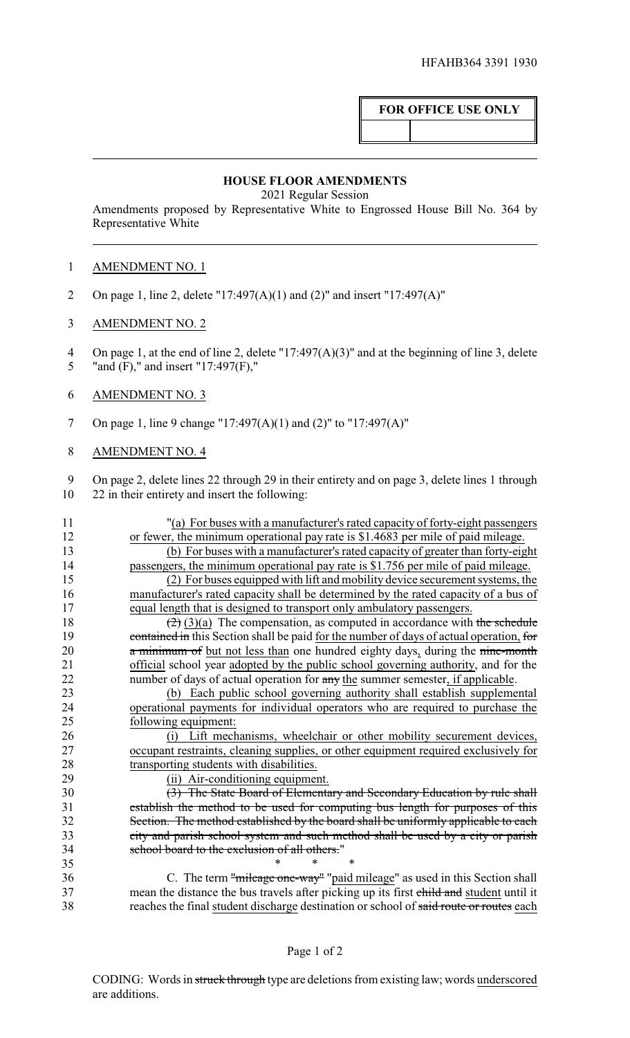HFAHB364 3391 1930

**FOR OFFICE USE ONLY**

## HOUSE FLOOR AMENDMENTS

2021 Regular Session

Amendments proposed by Representative White to Engrossed House Bill No. 364 by Representative White

<u>AMENDMENT NO. 1</u>

On page 1, line 2, delete "17:497(A)(1) and (2)" and insert "17:497(A)"

<u>AMENDMENT NO. 2</u>

On page 1, at the end of line 2, delete "17:497(A)(3)" and at the beginning of line 3, delete "and (F)," and insert "17:497(F),"

<u>AMENDMENT NO. 3</u>

On page 1, line 9 change "17:497(A)(1) and (2)" to "17:497(A)"

<u>AMENDMENT NO. 4</u>

On page 2, delete lines 22 through 29 in their entirety and on page 3, delete lines 1 through 22 in their entirety and insert the following:

"<u>(a) For buses with a manufacturer's rated capacity of forty-eight passengers or fewer, the minimum operational pay rate is $1.4683 per mile of paid mileage.</u>

<u>(b) For buses with a manufacturer's rated capacity of greater than forty-eight passengers, the minimum operational pay rate is $1.756 per mile of paid mileage.</u>

<u>(2) For buses equipped with lift and mobility device securement systems, the manufacturer's rated capacity shall be determined by the rated capacity of a bus of equal length that is designed to transport only ambulatory passengers.</u>

~~(2)~~ <u>(3)(a)</u> The compensation, as computed in accordance with ~~the schedule contained in~~ this Section shall be paid <u>for the number of days of actual operation,</u> ~~for a minimum of~~ <u>but not less than</u> one hundred eighty days<u>,</u> during the ~~nine-month~~ <u>official</u> school year <u>adopted by the public school governing authority</u>, and for the number of days of actual operation for ~~any~~ <u>the</u> summer semester<u>, if applicable</u>.

<u>(b) Each public school governing authority shall establish supplemental operational payments for individual operators who are required to purchase the following equipment:</u>

<u>(i) Lift mechanisms, wheelchair or other mobility securement devices, occupant restraints, cleaning supplies, or other equipment required exclusively for transporting students with disabilities.</u>

<u>(ii) Air-conditioning equipment.</u>

~~(3) The State Board of Elementary and Secondary Education by rule shall establish the method to be used for computing bus length for purposes of this Section. The method established by the board shall be uniformly applicable to each city and parish school system and such method shall be used by a city or parish school board to the exclusion of all others.~~"

\* \* \*

C. The term ~~"mileage one-way"~~ "<u>paid mileage</u>" as used in this Section shall mean the distance the bus travels after picking up its first ~~child and~~ <u>student</u> until it reaches the final <u>student discharge</u> destination or school of ~~said route or routes~~ each

CODING: Words in ~~struck through~~ type are deletions from existing law; words <u>underscored</u> are additions.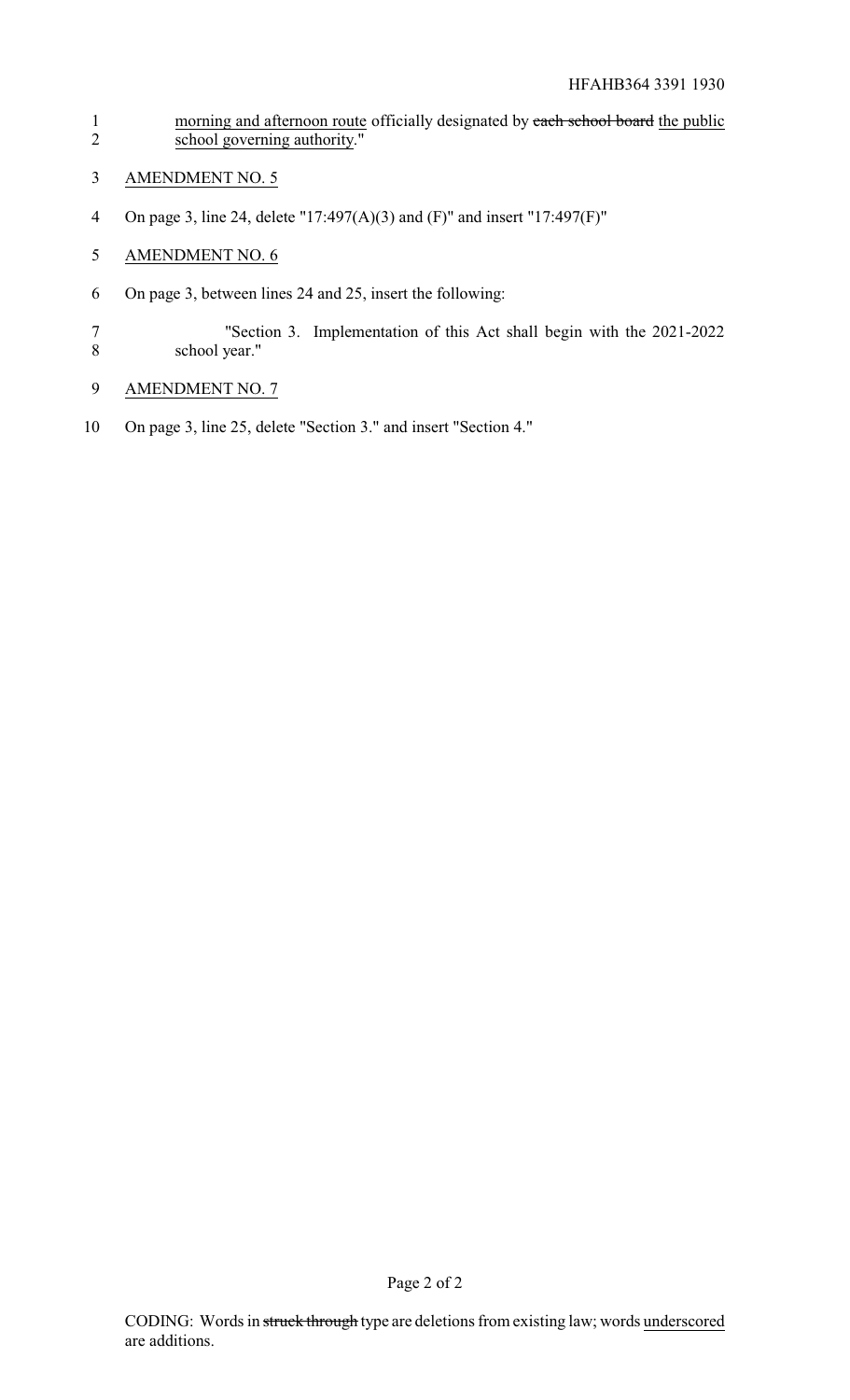<u>morning and afternoon route</u> officially designated by ~~each school board~~ <u>the public school governing authority</u>."

<u>AMENDMENT NO. 5</u>

On page 3, line 24, delete "17:497(A)(3) and (F)" and insert "17:497(F)"

<u>AMENDMENT NO. 6</u>

On page 3, between lines 24 and 25, insert the following:

"Section 3. Implementation of this Act shall begin with the 2021-2022 school year."

<u>AMENDMENT NO. 7</u>

On page 3, line 25, delete "Section 3." and insert "Section 4."